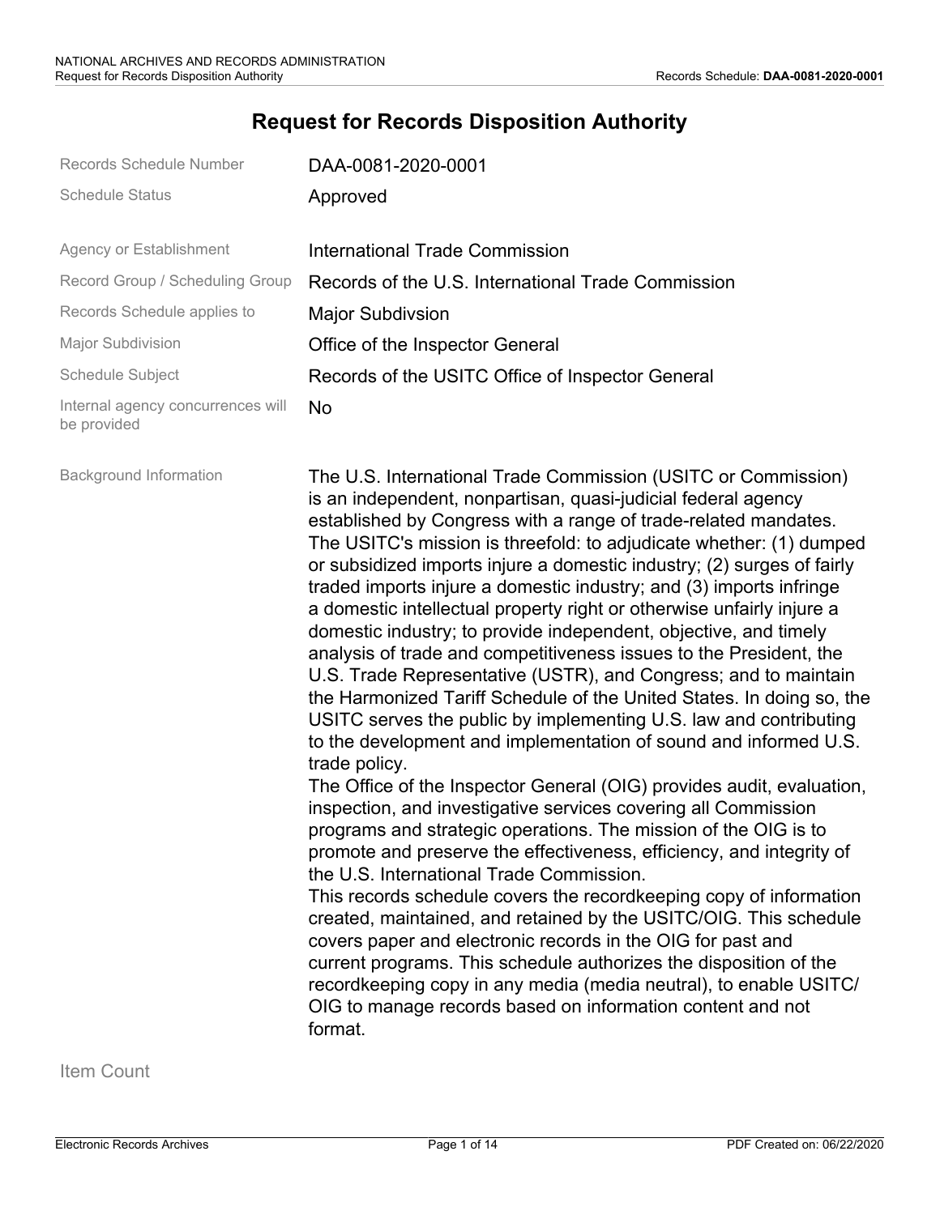# Request for Records Disposition Authority

| | |
|---|---|
| Records Schedule Number | DAA-0081-2020-0001 |
| Schedule Status | Approved |
| Agency or Establishment | International Trade Commission |
| Record Group / Scheduling Group | Records of the U.S. International Trade Commission |
| Records Schedule applies to | Major Subdivsion |
| Major Subdivision | Office of the Inspector General |
| Schedule Subject | Records of the USITC Office of Inspector General |
| Internal agency concurrences will be provided | No |

**Background Information**

The U.S. International Trade Commission (USITC or Commission) is an independent, nonpartisan, quasi-judicial federal agency established by Congress with a range of trade-related mandates. The USITC's mission is threefold: to adjudicate whether: (1) dumped or subsidized imports injure a domestic industry; (2) surges of fairly traded imports injure a domestic industry; and (3) imports infringe a domestic intellectual property right or otherwise unfairly injure a domestic industry; to provide independent, objective, and timely analysis of trade and competitiveness issues to the President, the U.S. Trade Representative (USTR), and Congress; and to maintain the Harmonized Tariff Schedule of the United States. In doing so, the USITC serves the public by implementing U.S. law and contributing to the development and implementation of sound and informed U.S. trade policy.

The Office of the Inspector General (OIG) provides audit, evaluation, inspection, and investigative services covering all Commission programs and strategic operations. The mission of the OIG is to promote and preserve the effectiveness, efficiency, and integrity of the U.S. International Trade Commission.

This records schedule covers the recordkeeping copy of information created, maintained, and retained by the USITC/OIG. This schedule covers paper and electronic records in the OIG for past and current programs. This schedule authorizes the disposition of the recordkeeping copy in any media (media neutral), to enable USITC/OIG to manage records based on information content and not format.

## Item Count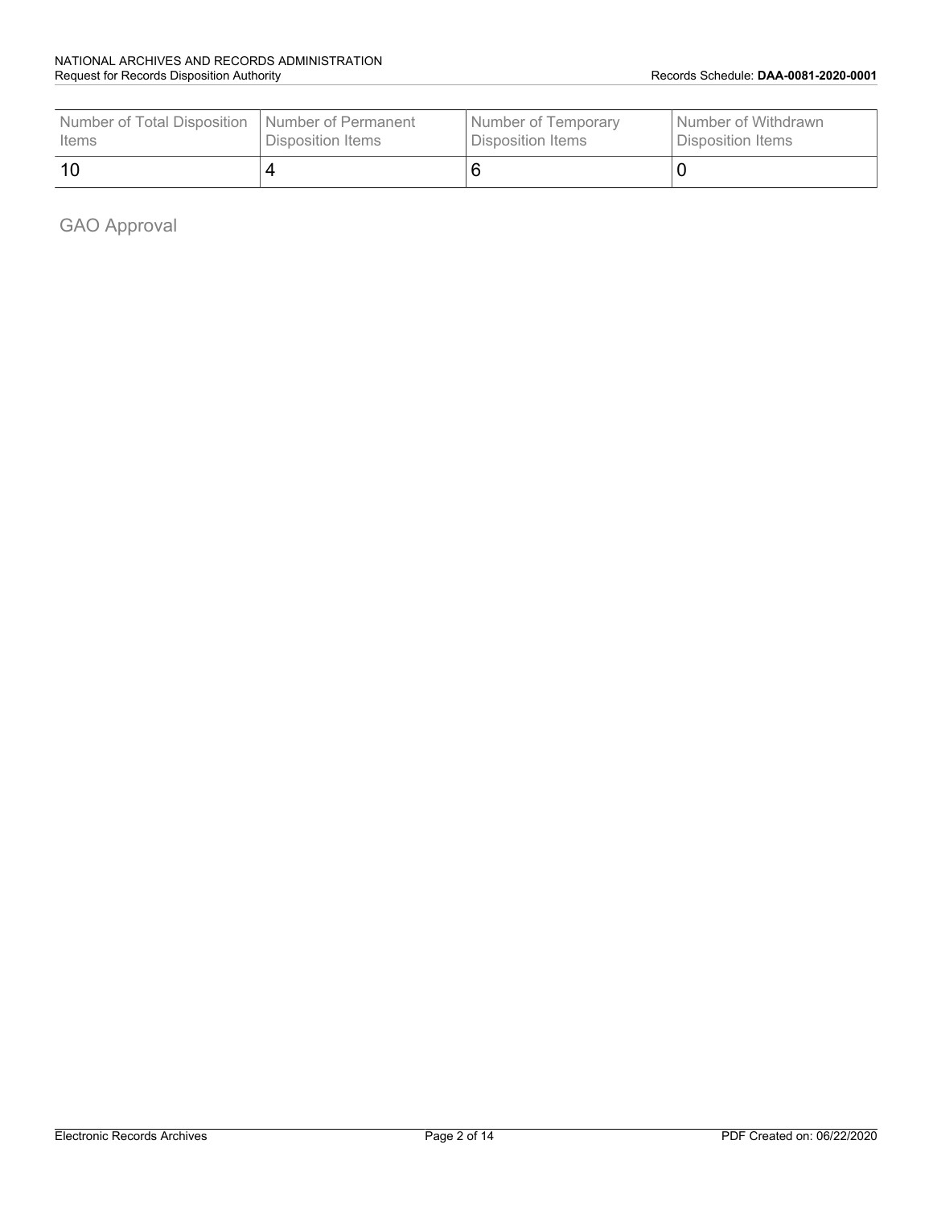| Number of Total Disposition Items | Number of Permanent Disposition Items | Number of Temporary Disposition Items | Number of Withdrawn Disposition Items |
|---|---|---|---|
| 10 | 4 | 6 | 0 |

## GAO Approval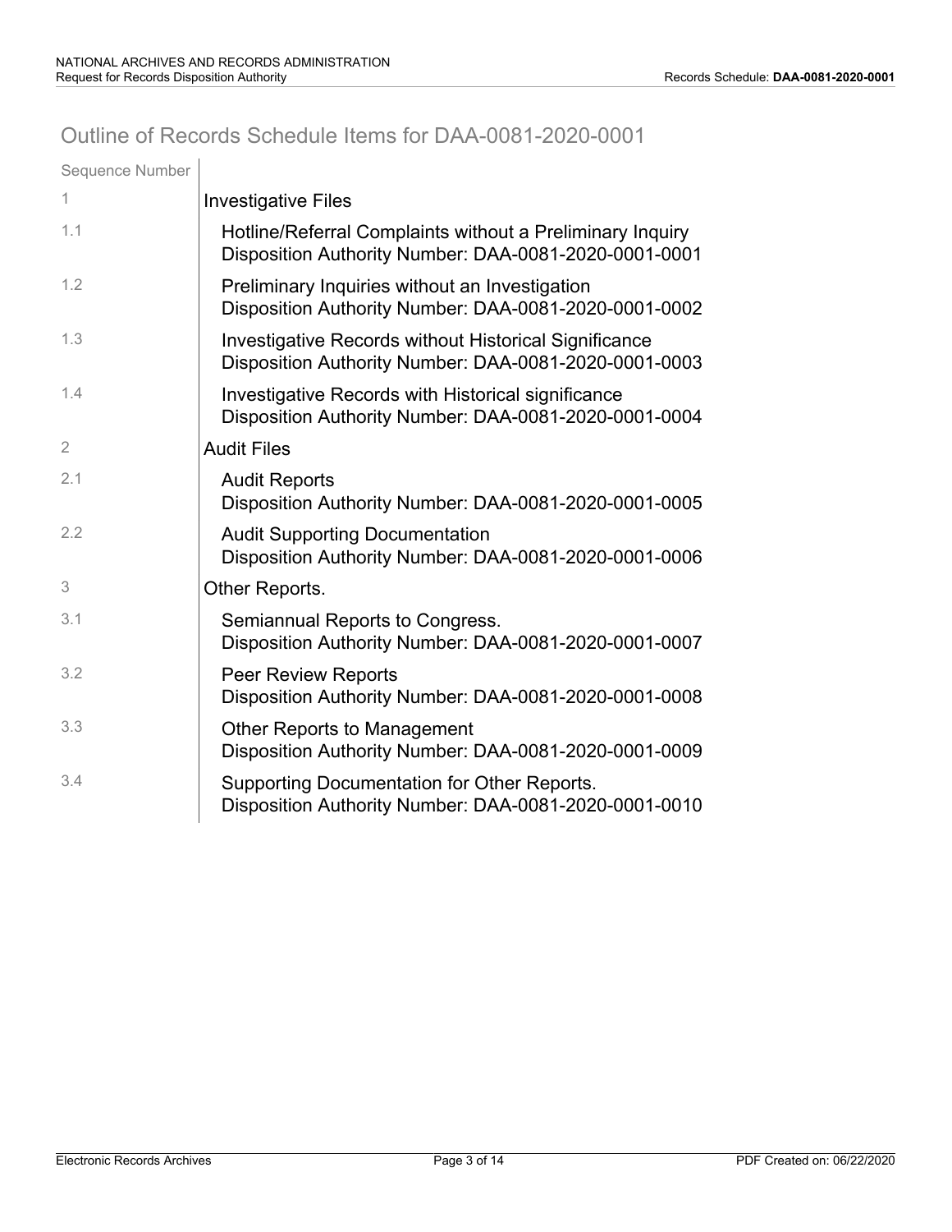# Outline of Records Schedule Items for DAA-0081-2020-0001

| Sequence Number | |
|---|---|
| 1 | Investigative Files |
| 1.1 | Hotline/Referral Complaints without a Preliminary Inquiry<br>Disposition Authority Number: DAA-0081-2020-0001-0001 |
| 1.2 | Preliminary Inquiries without an Investigation<br>Disposition Authority Number: DAA-0081-2020-0001-0002 |
| 1.3 | Investigative Records without Historical Significance<br>Disposition Authority Number: DAA-0081-2020-0001-0003 |
| 1.4 | Investigative Records with Historical significance<br>Disposition Authority Number: DAA-0081-2020-0001-0004 |
| 2 | Audit Files |
| 2.1 | Audit Reports<br>Disposition Authority Number: DAA-0081-2020-0001-0005 |
| 2.2 | Audit Supporting Documentation<br>Disposition Authority Number: DAA-0081-2020-0001-0006 |
| 3 | Other Reports. |
| 3.1 | Semiannual Reports to Congress.<br>Disposition Authority Number: DAA-0081-2020-0001-0007 |
| 3.2 | Peer Review Reports<br>Disposition Authority Number: DAA-0081-2020-0001-0008 |
| 3.3 | Other Reports to Management<br>Disposition Authority Number: DAA-0081-2020-0001-0009 |
| 3.4 | Supporting Documentation for Other Reports.<br>Disposition Authority Number: DAA-0081-2020-0001-0010 |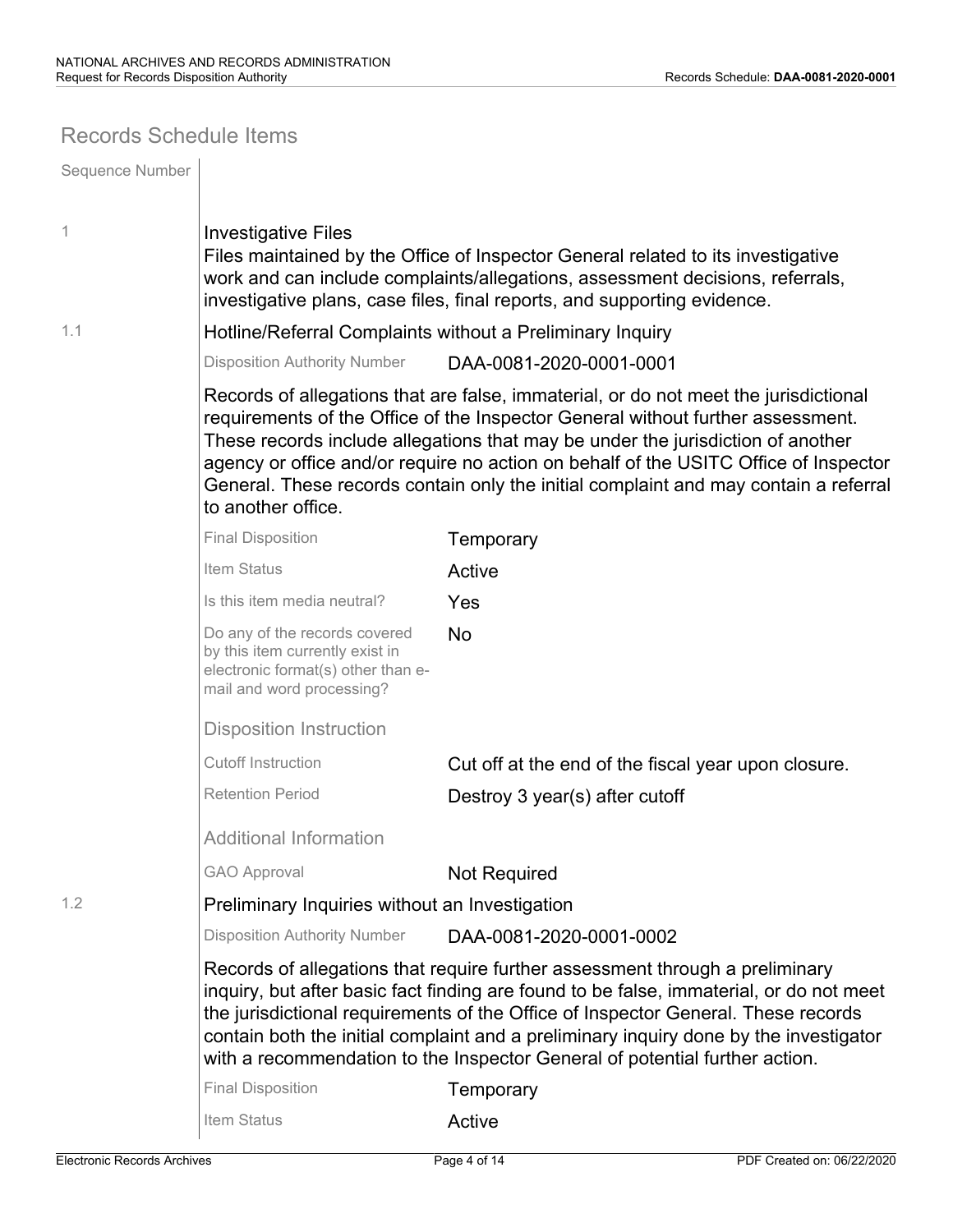## Records Schedule Items

| Sequence Number | |
|---|---|
| 1 | **Investigative Files**<br>Files maintained by the Office of Inspector General related to its investigative work and can include complaints/allegations, assessment decisions, referrals, investigative plans, case files, final reports, and supporting evidence. |
| 1.1 | **Hotline/Referral Complaints without a Preliminary Inquiry** |

| | |
|---|---|
| Disposition Authority Number | DAA-0081-2020-0001-0001 |

Records of allegations that are false, immaterial, or do not meet the jurisdictional requirements of the Office of the Inspector General without further assessment. These records include allegations that may be under the jurisdiction of another agency or office and/or require no action on behalf of the USITC Office of Inspector General. These records contain only the initial complaint and may contain a referral to another office.

| | |
|---|---|
| Final Disposition | Temporary |
| Item Status | Active |
| Is this item media neutral? | Yes |
| Do any of the records covered by this item currently exist in electronic format(s) other than e-mail and word processing? | No |

**Disposition Instruction**

| | |
|---|---|
| Cutoff Instruction | Cut off at the end of the fiscal year upon closure. |
| Retention Period | Destroy 3 year(s) after cutoff |

**Additional Information**

| | |
|---|---|
| GAO Approval | Not Required |

| Sequence Number | |
|---|---|
| 1.2 | **Preliminary Inquiries without an Investigation** |

| | |
|---|---|
| Disposition Authority Number | DAA-0081-2020-0001-0002 |

Records of allegations that require further assessment through a preliminary inquiry, but after basic fact finding are found to be false, immaterial, or do not meet the jurisdictional requirements of the Office of Inspector General. These records contain both the initial complaint and a preliminary inquiry done by the investigator with a recommendation to the Inspector General of potential further action.

| | |
|---|---|
| Final Disposition | Temporary |
| Item Status | Active |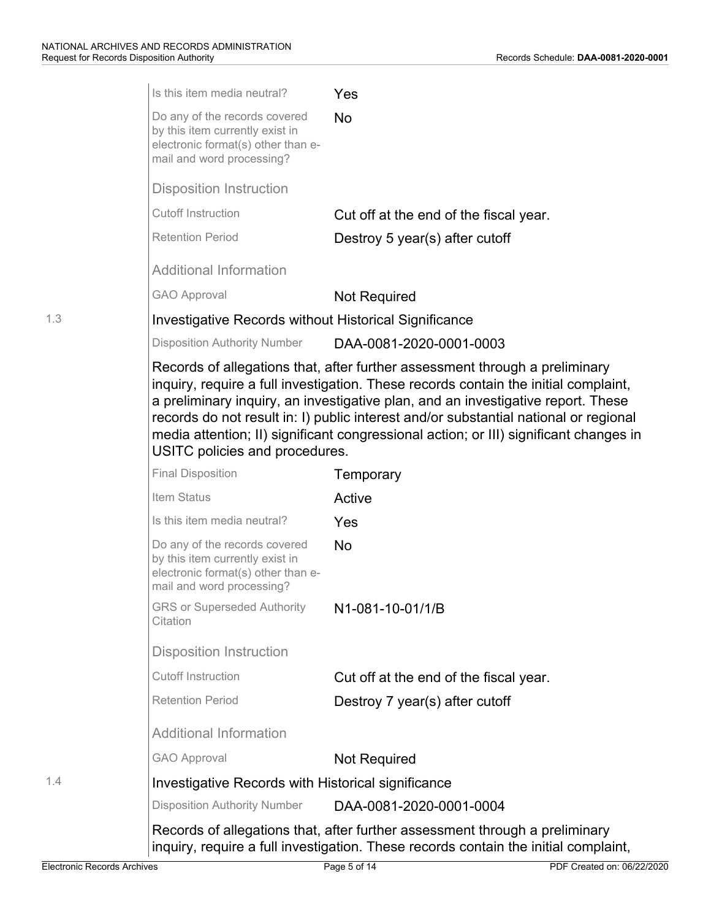| | |
|---|---|
| Is this item media neutral? | Yes |
| Do any of the records covered by this item currently exist in electronic format(s) other than e-mail and word processing? | No |

**Disposition Instruction**

| | |
|---|---|
| Cutoff Instruction | Cut off at the end of the fiscal year. |
| Retention Period | Destroy 5 year(s) after cutoff |

**Additional Information**

| | |
|---|---|
| GAO Approval | Not Required |

## 1.3 Investigative Records without Historical Significance

| | |
|---|---|
| Disposition Authority Number | DAA-0081-2020-0001-0003 |

Records of allegations that, after further assessment through a preliminary inquiry, require a full investigation. These records contain the initial complaint, a preliminary inquiry, an investigative plan, and an investigative report. These records do not result in: I) public interest and/or substantial national or regional media attention; II) significant congressional action; or III) significant changes in USITC policies and procedures.

| | |
|---|---|
| Final Disposition | Temporary |
| Item Status | Active |
| Is this item media neutral? | Yes |
| Do any of the records covered by this item currently exist in electronic format(s) other than e-mail and word processing? | No |
| GRS or Superseded Authority Citation | N1-081-10-01/1/B |

**Disposition Instruction**

| | |
|---|---|
| Cutoff Instruction | Cut off at the end of the fiscal year. |
| Retention Period | Destroy 7 year(s) after cutoff |

**Additional Information**

| | |
|---|---|
| GAO Approval | Not Required |

## 1.4 Investigative Records with Historical significance

| | |
|---|---|
| Disposition Authority Number | DAA-0081-2020-0001-0004 |

Records of allegations that, after further assessment through a preliminary inquiry, require a full investigation. These records contain the initial complaint,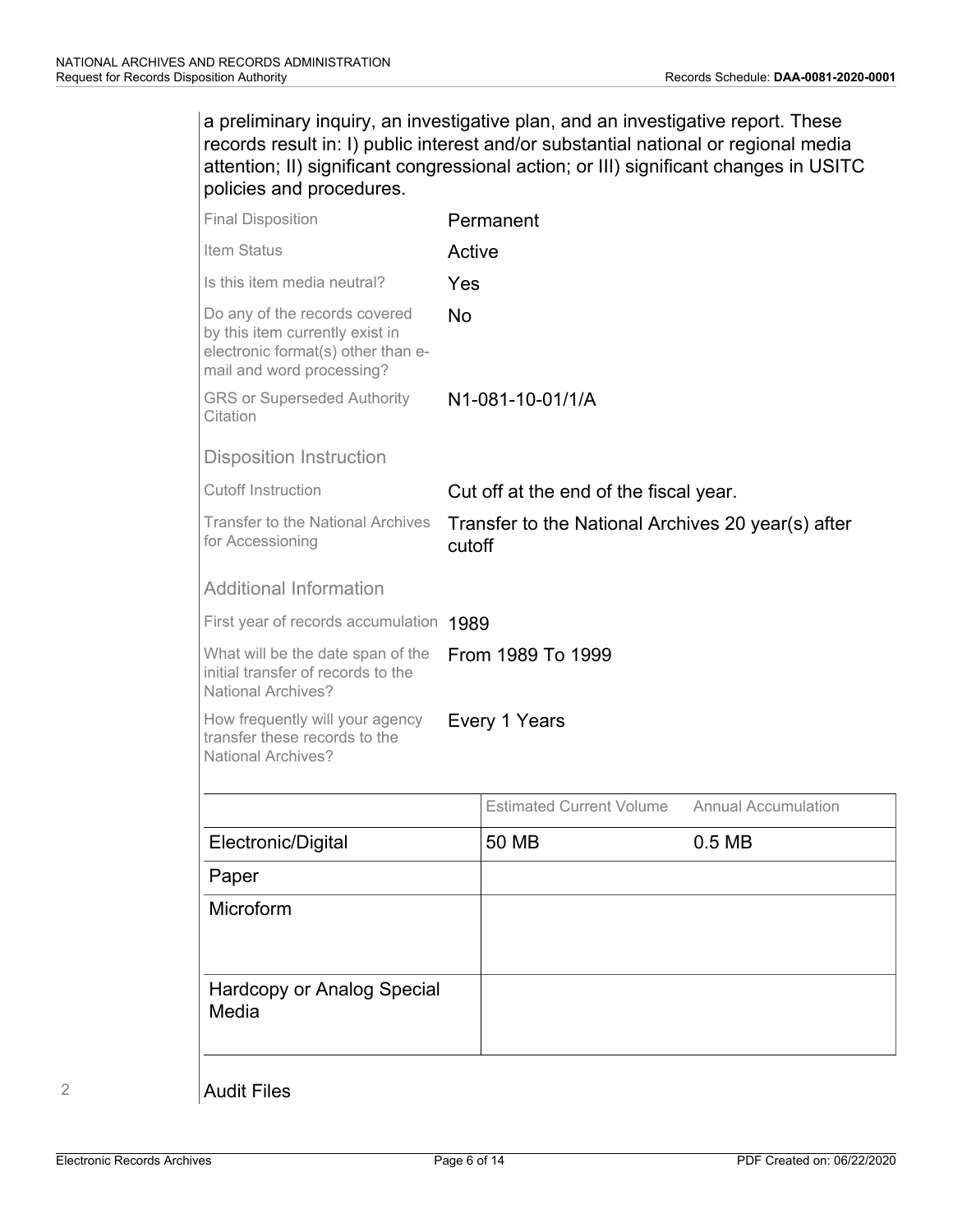a preliminary inquiry, an investigative plan, and an investigative report. These records result in: I) public interest and/or substantial national or regional media attention; II) significant congressional action; or III) significant changes in USITC policies and procedures.

| | |
|---|---|
| Final Disposition | Permanent |
| Item Status | Active |
| Is this item media neutral? | Yes |
| Do any of the records covered by this item currently exist in electronic format(s) other than e-mail and word processing? | No |
| GRS or Superseded Authority Citation | N1-081-10-01/1/A |

### Disposition Instruction

| | |
|---|---|
| Cutoff Instruction | Cut off at the end of the fiscal year. |
| Transfer to the National Archives for Accessioning | Transfer to the National Archives 20 year(s) after cutoff |

### Additional Information

| | |
|---|---|
| First year of records accumulation | 1989 |
| What will be the date span of the initial transfer of records to the National Archives? | From 1989 To 1999 |
| How frequently will your agency transfer these records to the National Archives? | Every 1 Years |

| | Estimated Current Volume | Annual Accumulation |
|---|---|---|
| Electronic/Digital | 50 MB | 0.5 MB |
| Paper | | |
| Microform | | |
| Hardcopy or Analog Special Media | | |

2 Audit Files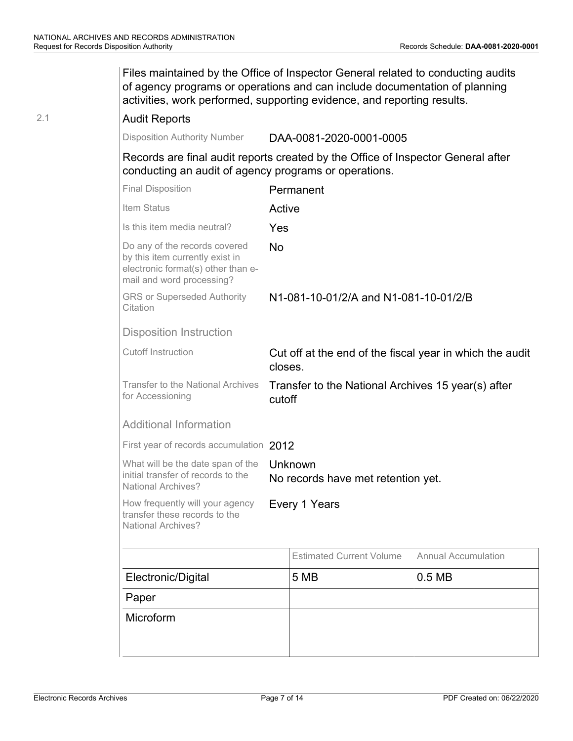Files maintained by the Office of Inspector General related to conducting audits of agency programs or operations and can include documentation of planning activities, work performed, supporting evidence, and reporting results.

2.1 **Audit Reports**

| | |
|---|---|
| Disposition Authority Number | DAA-0081-2020-0001-0005 |

Records are final audit reports created by the Office of Inspector General after conducting an audit of agency programs or operations.

| | |
|---|---|
| Final Disposition | Permanent |
| Item Status | Active |
| Is this item media neutral? | Yes |
| Do any of the records covered by this item currently exist in electronic format(s) other than e-mail and word processing? | No |
| GRS or Superseded Authority Citation | N1-081-10-01/2/A and N1-081-10-01/2/B |

### Disposition Instruction

| | |
|---|---|
| Cutoff Instruction | Cut off at the end of the fiscal year in which the audit closes. |
| Transfer to the National Archives for Accessioning | Transfer to the National Archives 15 year(s) after cutoff |

### Additional Information

| | |
|---|---|
| First year of records accumulation | 2012 |
| What will be the date span of the initial transfer of records to the National Archives? | Unknown<br>No records have met retention yet. |
| How frequently will your agency transfer these records to the National Archives? | Every 1 Years |

| | Estimated Current Volume | Annual Accumulation |
|---|---|---|
| Electronic/Digital | 5 MB | 0.5 MB |
| Paper | | |
| Microform | | |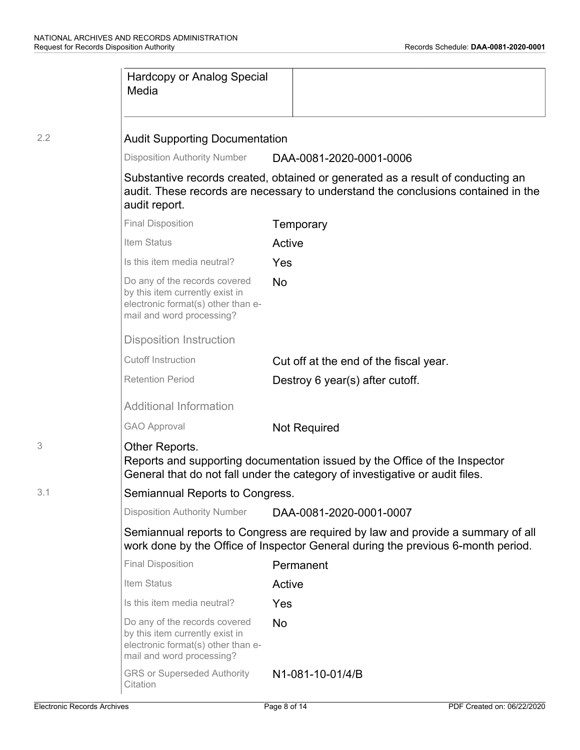| Hardcopy or Analog Special Media | |
|---|---|

2.2 **Audit Supporting Documentation**

| | |
|---|---|
| Disposition Authority Number | DAA-0081-2020-0001-0006 |

Substantive records created, obtained or generated as a result of conducting an audit. These records are necessary to understand the conclusions contained in the audit report.

| | |
|---|---|
| Final Disposition | Temporary |
| Item Status | Active |
| Is this item media neutral? | Yes |
| Do any of the records covered by this item currently exist in electronic format(s) other than e-mail and word processing? | No |

Disposition Instruction

| | |
|---|---|
| Cutoff Instruction | Cut off at the end of the fiscal year. |
| Retention Period | Destroy 6 year(s) after cutoff. |

Additional Information

| | |
|---|---|
| GAO Approval | Not Required |

3 **Other Reports.**
Reports and supporting documentation issued by the Office of the Inspector General that do not fall under the category of investigative or audit files.

3.1 **Semiannual Reports to Congress.**

| | |
|---|---|
| Disposition Authority Number | DAA-0081-2020-0001-0007 |

Semiannual reports to Congress are required by law and provide a summary of all work done by the Office of Inspector General during the previous 6-month period.

| | |
|---|---|
| Final Disposition | Permanent |
| Item Status | Active |
| Is this item media neutral? | Yes |
| Do any of the records covered by this item currently exist in electronic format(s) other than e-mail and word processing? | No |
| GRS or Superseded Authority Citation | N1-081-10-01/4/B |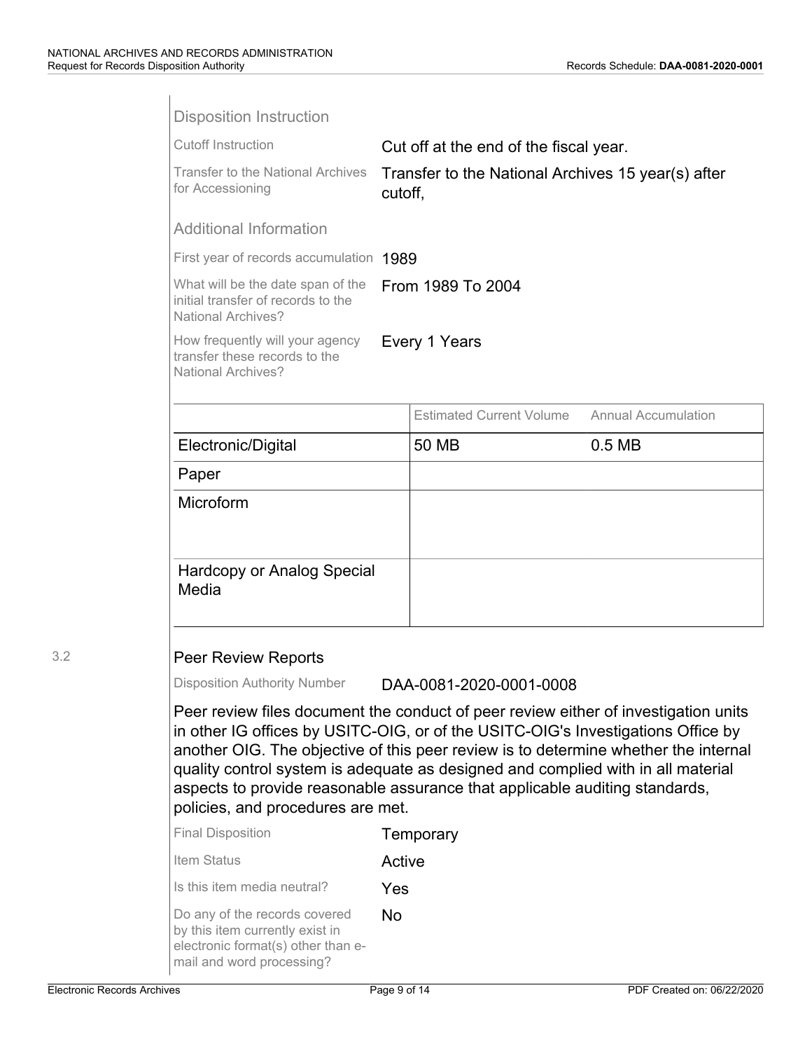### Disposition Instruction

| | |
|---|---|
| Cutoff Instruction | Cut off at the end of the fiscal year. |
| Transfer to the National Archives for Accessioning | Transfer to the National Archives 15 year(s) after cutoff, |

### Additional Information

| | |
|---|---|
| First year of records accumulation | 1989 |
| What will be the date span of the initial transfer of records to the National Archives? | From 1989 To 2004 |
| How frequently will your agency transfer these records to the National Archives? | Every 1 Years |

| | Estimated Current Volume | Annual Accumulation |
|---|---|---|
| Electronic/Digital | 50 MB | 0.5 MB |
| Paper | | |
| Microform | | |
| Hardcopy or Analog Special Media | | |

3.2

## Peer Review Reports

| | |
|---|---|
| Disposition Authority Number | DAA-0081-2020-0001-0008 |

Peer review files document the conduct of peer review either of investigation units in other IG offices by USITC-OIG, or of the USITC-OIG's Investigations Office by another OIG. The objective of this peer review is to determine whether the internal quality control system is adequate as designed and complied with in all material aspects to provide reasonable assurance that applicable auditing standards, policies, and procedures are met.

| | |
|---|---|
| Final Disposition | Temporary |
| Item Status | Active |
| Is this item media neutral? | Yes |
| Do any of the records covered by this item currently exist in electronic format(s) other than e-mail and word processing? | No |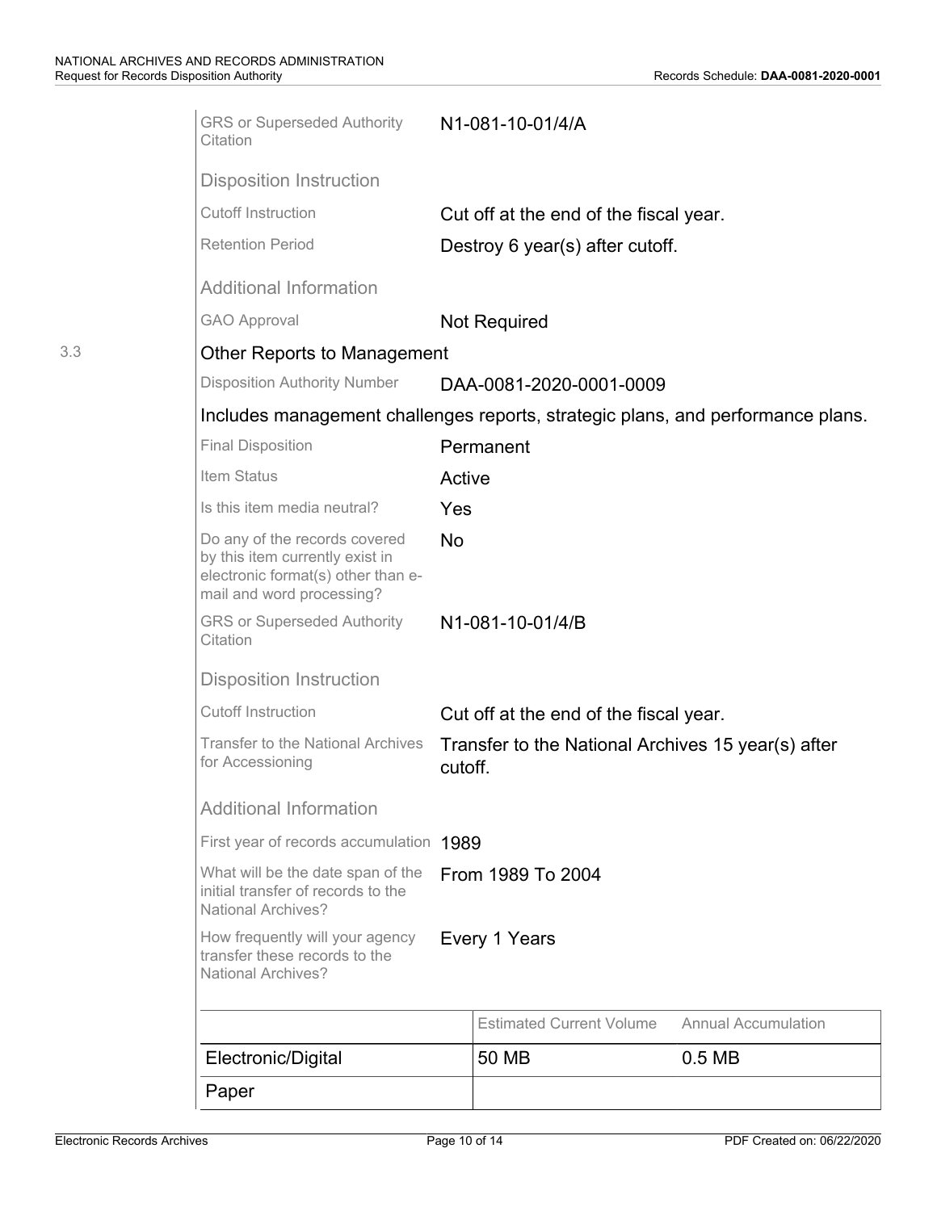GRS or Superseded Authority Citation: N1-081-10-01/4/A

**Disposition Instruction**

Cutoff Instruction: Cut off at the end of the fiscal year.

Retention Period: Destroy 6 year(s) after cutoff.

**Additional Information**

GAO Approval: Not Required

### 3.3 Other Reports to Management

Disposition Authority Number: DAA-0081-2020-0001-0009

Includes management challenges reports, strategic plans, and performance plans.

Final Disposition: Permanent

Item Status: Active

Is this item media neutral?: Yes

Do any of the records covered by this item currently exist in electronic format(s) other than e-mail and word processing?: No

GRS or Superseded Authority Citation: N1-081-10-01/4/B

**Disposition Instruction**

Cutoff Instruction: Cut off at the end of the fiscal year.

Transfer to the National Archives for Accessioning: Transfer to the National Archives 15 year(s) after cutoff.

**Additional Information**

First year of records accumulation: 1989

What will be the date span of the initial transfer of records to the National Archives?: From 1989 To 2004

How frequently will your agency transfer these records to the National Archives?: Every 1 Years

| | Estimated Current Volume | Annual Accumulation |
|---|---|---|
| Electronic/Digital | 50 MB | 0.5 MB |
| Paper | | |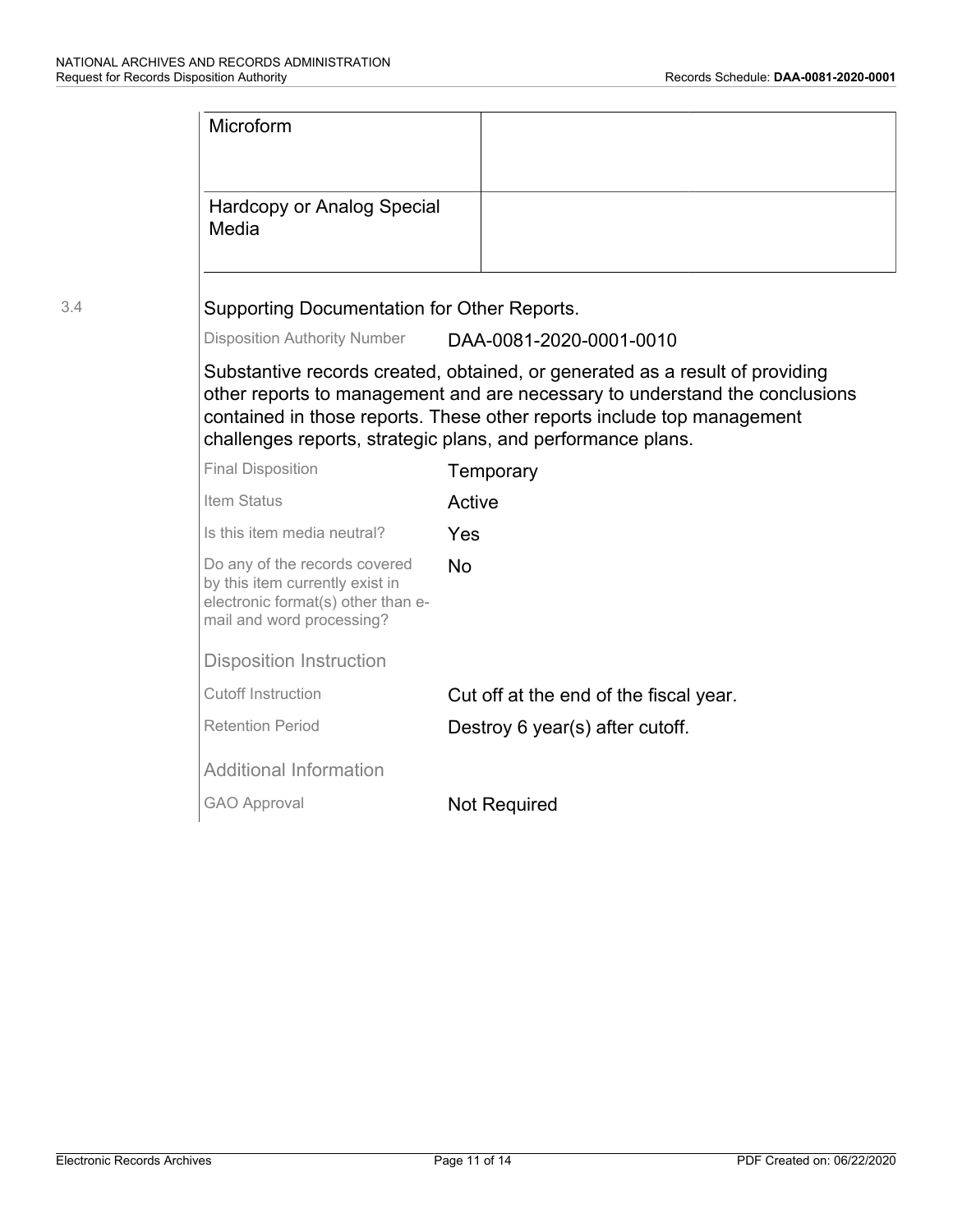| | |
|---|---|
| Microform | |
| Hardcopy or Analog Special Media | |

3.4 **Supporting Documentation for Other Reports.**

Disposition Authority Number: DAA-0081-2020-0001-0010

Substantive records created, obtained, or generated as a result of providing other reports to management and are necessary to understand the conclusions contained in those reports. These other reports include top management challenges reports, strategic plans, and performance plans.

| | |
|---|---|
| Final Disposition | Temporary |
| Item Status | Active |
| Is this item media neutral? | Yes |
| Do any of the records covered by this item currently exist in electronic format(s) other than e-mail and word processing? | No |

**Disposition Instruction**

| | |
|---|---|
| Cutoff Instruction | Cut off at the end of the fiscal year. |
| Retention Period | Destroy 6 year(s) after cutoff. |

**Additional Information**

| | |
|---|---|
| GAO Approval | Not Required |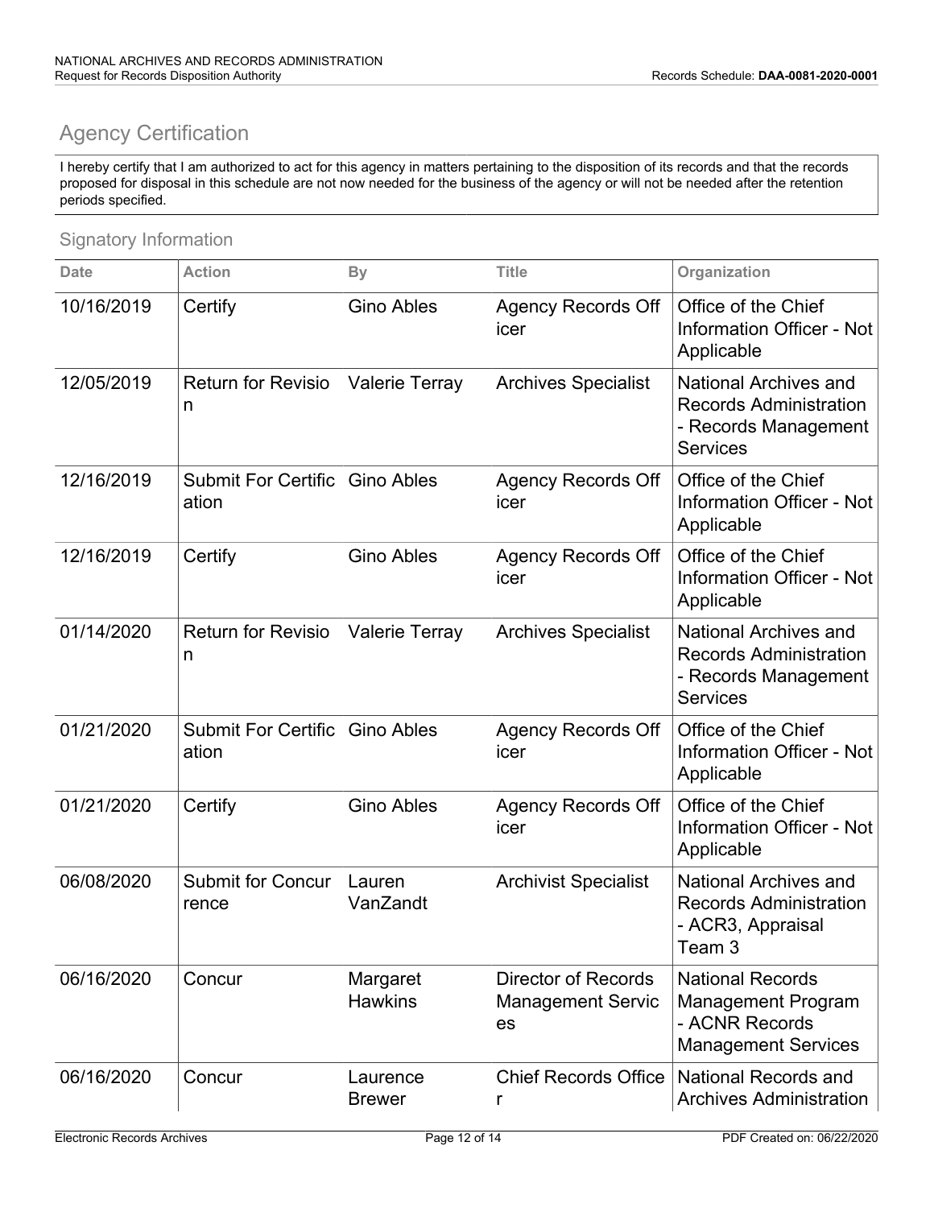## Agency Certification

I hereby certify that I am authorized to act for this agency in matters pertaining to the disposition of its records and that the records proposed for disposal in this schedule are not now needed for the business of the agency or will not be needed after the retention periods specified.

### Signatory Information

| Date | Action | By | Title | Organization |
|---|---|---|---|---|
| 10/16/2019 | Certify | Gino Ables | Agency Records Officer | Office of the Chief Information Officer - Not Applicable |
| 12/05/2019 | Return for Revision | Valerie Terray | Archives Specialist | National Archives and Records Administration - Records Management Services |
| 12/16/2019 | Submit For Certification | Gino Ables | Agency Records Officer | Office of the Chief Information Officer - Not Applicable |
| 12/16/2019 | Certify | Gino Ables | Agency Records Officer | Office of the Chief Information Officer - Not Applicable |
| 01/14/2020 | Return for Revision | Valerie Terray | Archives Specialist | National Archives and Records Administration - Records Management Services |
| 01/21/2020 | Submit For Certification | Gino Ables | Agency Records Officer | Office of the Chief Information Officer - Not Applicable |
| 01/21/2020 | Certify | Gino Ables | Agency Records Officer | Office of the Chief Information Officer - Not Applicable |
| 06/08/2020 | Submit for Concurrence | Lauren VanZandt | Archivist Specialist | National Archives and Records Administration - ACR3, Appraisal Team 3 |
| 06/16/2020 | Concur | Margaret Hawkins | Director of Records Management Services | National Records Management Program - ACNR Records Management Services |
| 06/16/2020 | Concur | Laurence Brewer | Chief Records Officer | National Records and Archives Administration |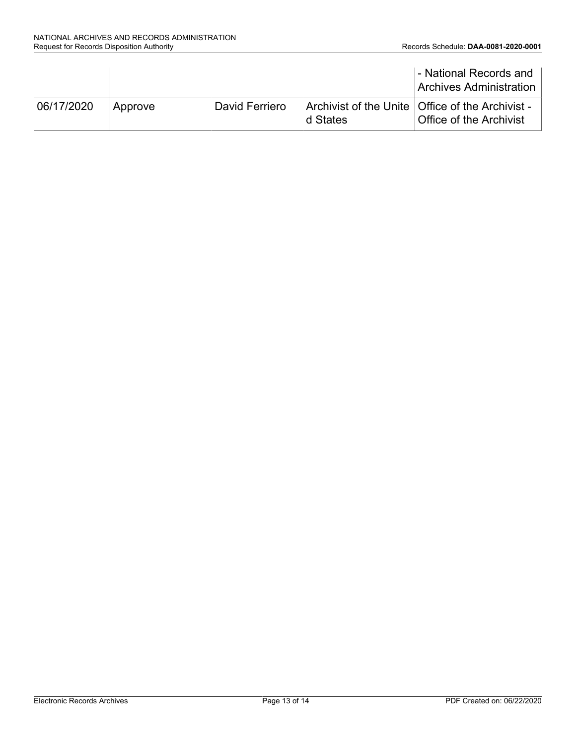| | | | | |
|---|---|---|---|---|
| | | | | - National Records and Archives Administration |
| 06/17/2020 | Approve | David Ferriero | Archivist of the United States | Office of the Archivist - Office of the Archivist |